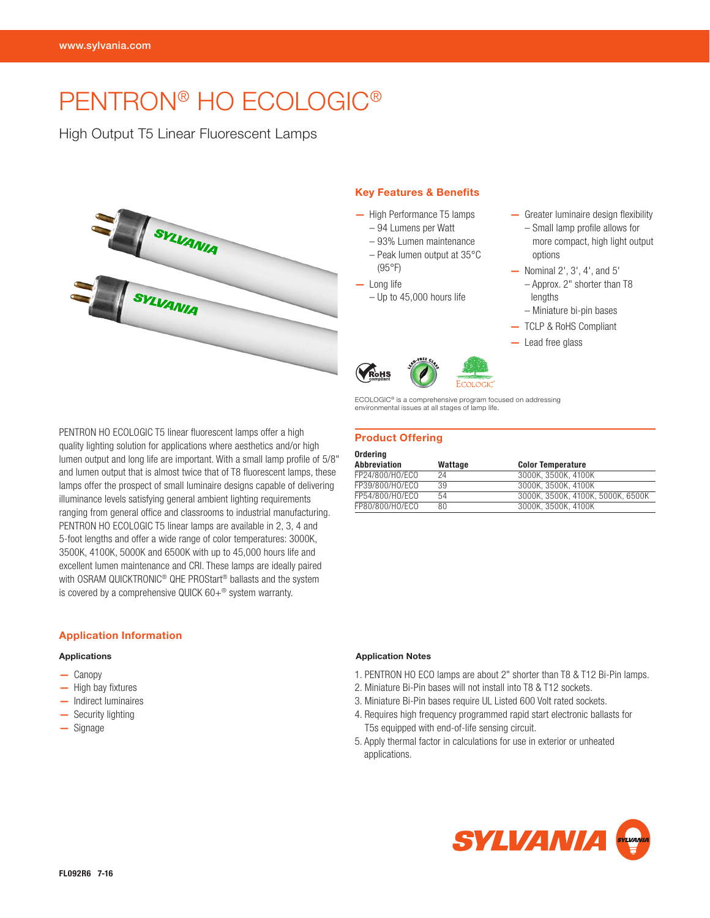# PENTRON® HO ECOLOGIC®

## High Output T5 Linear Fluorescent Lamps

### Key Features & Benefits

- High Performance T5 lamps
  - 94 Lumens per Watt
  - 93% Lumen maintenance
  - Peak lumen output at 35°C (95°F)
- Long life
  - Up to 45,000 hours life
- Greater luminaire design flexibility
  - Small lamp profile allows for more compact, high light output options
- Nominal 2', 3', 4', and 5'
  - Approx. 2" shorter than T8 lengths
  - Miniature bi-pin bases
- TCLP & RoHS Compliant
- Lead free glass

ECOLOGIC® is a comprehensive program focused on addressing environmental issues at all stages of lamp life.

PENTRON HO ECOLOGIC T5 linear fluorescent lamps offer a high quality lighting solution for applications where aesthetics and/or high lumen output and long life are important. With a small lamp profile of 5/8" and lumen output that is almost twice that of T8 fluorescent lamps, these lamps offer the prospect of small luminaire designs capable of delivering illuminance levels satisfying general ambient lighting requirements ranging from general office and classrooms to industrial manufacturing. PENTRON HO ECOLOGIC T5 linear lamps are available in 2, 3, 4 and 5-foot lengths and offer a wide range of color temperatures: 3000K, 3500K, 4100K, 5000K and 6500K with up to 45,000 hours life and excellent lumen maintenance and CRI. These lamps are ideally paired with OSRAM QUICKTRONIC® QHE PROStart® ballasts and the system is covered by a comprehensive QUICK 60+® system warranty.

### Product Offering

| Ordering Abbreviation | Wattage | Color Temperature |
|---|---|---|
| FP24/800/HO/ECO | 24 | 3000K, 3500K, 4100K |
| FP39/800/HO/ECO | 39 | 3000K, 3500K, 4100K |
| FP54/800/HO/ECO | 54 | 3000K, 3500K, 4100K, 5000K, 6500K |
| FP80/800/HO/ECO | 80 | 3000K, 3500K, 4100K |

### Application Information

**Applications**

- Canopy
- High bay fixtures
- Indirect luminaires
- Security lighting
- Signage

**Application Notes**

1. PENTRON HO ECO lamps are about 2" shorter than T8 & T12 Bi-Pin lamps.
2. Miniature Bi-Pin bases will not install into T8 & T12 sockets.
3. Miniature Bi-Pin bases require UL Listed 600 Volt rated sockets.
4. Requires high frequency programmed rapid start electronic ballasts for T5s equipped with end-of-life sensing circuit.
5. Apply thermal factor in calculations for use in exterior or unheated applications.

FL092R6 7-16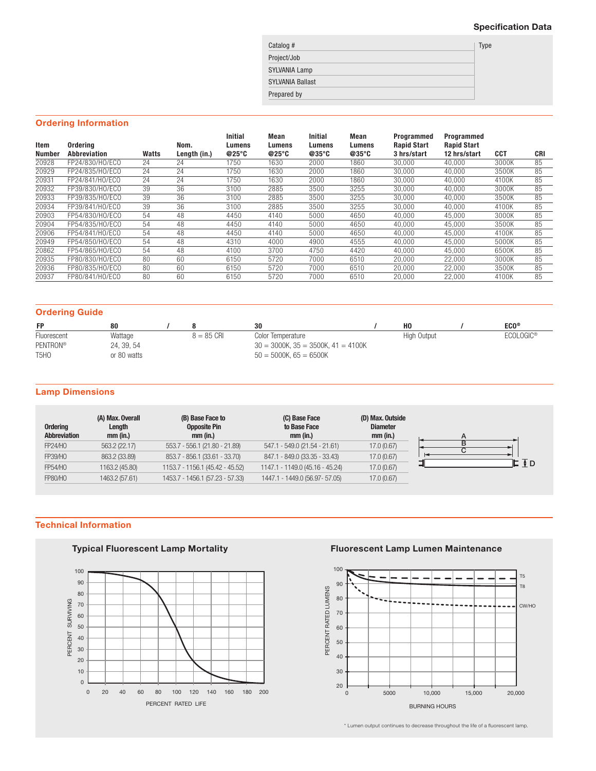## Specification Data

| Catalog # | Type |
|---|---|
| Project/Job | |
| SYLVANIA Lamp | |
| SYLVANIA Ballast | |
| Prepared by | |

## Ordering Information

| Item Number | Ordering Abbreviation | Watts | Nom. Length (in.) | Initial Lumens @25°C | Mean Lumens @25°C | Initial Lumens @35°C | Mean Lumens @35°C | Programmed Rapid Start 3 hrs/start | Programmed Rapid Start 12 hrs/start | CCT | CRI |
|---|---|---|---|---|---|---|---|---|---|---|---|
| 20928 | FP24/830/HO/ECO | 24 | 24 | 1750 | 1630 | 2000 | 1860 | 30,000 | 40,000 | 3000K | 85 |
| 20929 | FP24/835/HO/ECO | 24 | 24 | 1750 | 1630 | 2000 | 1860 | 30,000 | 40,000 | 3500K | 85 |
| 20931 | FP24/841/HO/ECO | 24 | 24 | 1750 | 1630 | 2000 | 1860 | 30,000 | 40,000 | 4100K | 85 |
| 20932 | FP39/830/HO/ECO | 39 | 36 | 3100 | 2885 | 3500 | 3255 | 30,000 | 40,000 | 3000K | 85 |
| 20933 | FP39/835/HO/ECO | 39 | 36 | 3100 | 2885 | 3500 | 3255 | 30,000 | 40,000 | 3500K | 85 |
| 20934 | FP39/841/HO/ECO | 39 | 36 | 3100 | 2885 | 3500 | 3255 | 30,000 | 40,000 | 4100K | 85 |
| 20903 | FP54/830/HO/ECO | 54 | 48 | 4450 | 4140 | 5000 | 4650 | 40,000 | 45,000 | 3000K | 85 |
| 20904 | FP54/835/HO/ECO | 54 | 48 | 4450 | 4140 | 5000 | 4650 | 40,000 | 45,000 | 3500K | 85 |
| 20906 | FP54/841/HO/ECO | 54 | 48 | 4450 | 4140 | 5000 | 4650 | 40,000 | 45,000 | 4100K | 85 |
| 20949 | FP54/850/HO/ECO | 54 | 48 | 4310 | 4000 | 4900 | 4555 | 40,000 | 45,000 | 5000K | 85 |
| 20862 | FP54/865/HO/ECO | 54 | 48 | 4100 | 3700 | 4750 | 4420 | 40,000 | 45,000 | 6500K | 85 |
| 20935 | FP80/830/HO/ECO | 80 | 60 | 6150 | 5720 | 7000 | 6510 | 20,000 | 22,000 | 3000K | 85 |
| 20936 | FP80/835/HO/ECO | 80 | 60 | 6150 | 5720 | 7000 | 6510 | 20,000 | 22,000 | 3500K | 85 |
| 20937 | FP80/841/HO/ECO | 80 | 60 | 6150 | 5720 | 7000 | 6510 | 20,000 | 22,000 | 4100K | 85 |

## Ordering Guide

| FP | 80 | / | 8 | 30 | / | HO | / | ECO® |
|---|---|---|---|---|---|---|---|---|
| Fluorescent PENTRON® T5HO | Wattage 24, 39, 54 or 80 watts | | 8 = 85 CRI | Color Temperature 30 = 3000K, 35 = 3500K, 41 = 4100K 50 = 5000K, 65 = 6500K | | High Output | | ECOLOGIC® |

## Lamp Dimensions

| Ordering Abbreviation | (A) Max. Overall Length mm (in.) | (B) Base Face to Opposite Pin mm (in.) | (C) Base Face to Base Face mm (in.) | (D) Max. Outside Diameter mm (in.) |
|---|---|---|---|---|
| FP24/HO | 563.2 (22.17) | 553.7 - 556.1 (21.80 - 21.89) | 547.1 - 549.0 (21.54 - 21.61) | 17.0 (0.67) |
| FP39/HO | 863.2 (33.89) | 853.7 - 856.1 (33.61 - 33.70) | 847.1 - 849.0 (33.35 - 33.43) | 17.0 (0.67) |
| FP54/HO | 1163.2 (45.80) | 1153.7 - 1156.1 (45.42 - 45.52) | 1147.1 - 1149.0 (45.16 - 45.24) | 17.0 (0.67) |
| FP80/HO | 1463.2 (57.61) | 1453.7 - 1456.1 (57.23 - 57.33) | 1447.1 - 1449.0 (56.97- 57.05) | 17.0 (0.67) |

## Technical Information

### Typical Fluorescent Lamp Mortality

### Fluorescent Lamp Lumen Maintenance

\* Lumen output continues to decrease throughout the life of a fluorescent lamp.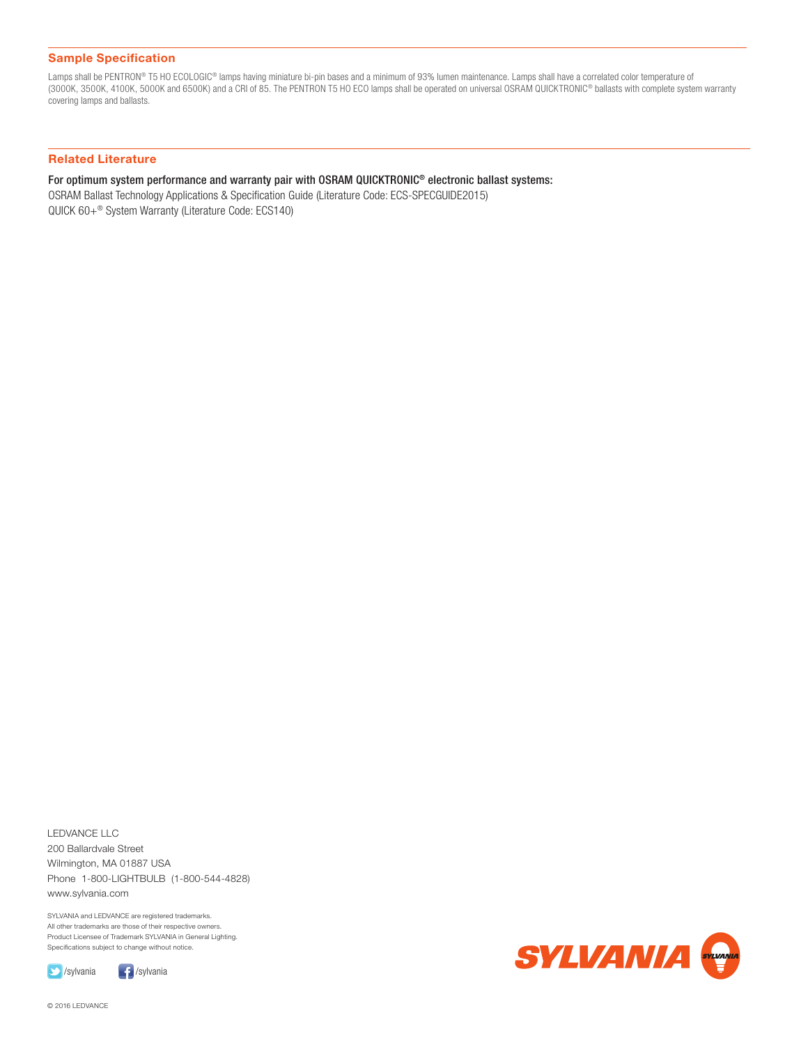## Sample Specification

Lamps shall be PENTRON® T5 HO ECOLOGIC® lamps having miniature bi-pin bases and a minimum of 93% lumen maintenance. Lamps shall have a correlated color temperature of (3000K, 3500K, 4100K, 5000K and 6500K) and a CRI of 85. The PENTRON T5 HO ECO lamps shall be operated on universal OSRAM QUICKTRONIC® ballasts with complete system warranty covering lamps and ballasts.

## Related Literature

**For optimum system performance and warranty pair with OSRAM QUICKTRONIC® electronic ballast systems:**

OSRAM Ballast Technology Applications & Specification Guide (Literature Code: ECS-SPECGUIDE2015)
QUICK 60+® System Warranty (Literature Code: ECS140)

LEDVANCE LLC
200 Ballardvale Street
Wilmington, MA 01887 USA
Phone 1-800-LIGHTBULB (1-800-544-4828)
www.sylvania.com

SYLVANIA and LEDVANCE are registered trademarks.
All other trademarks are those of their respective owners.
Product Licensee of Trademark SYLVANIA in General Lighting.
Specifications subject to change without notice.

/sylvania /sylvania

SYLVANIA

© 2016 LEDVANCE